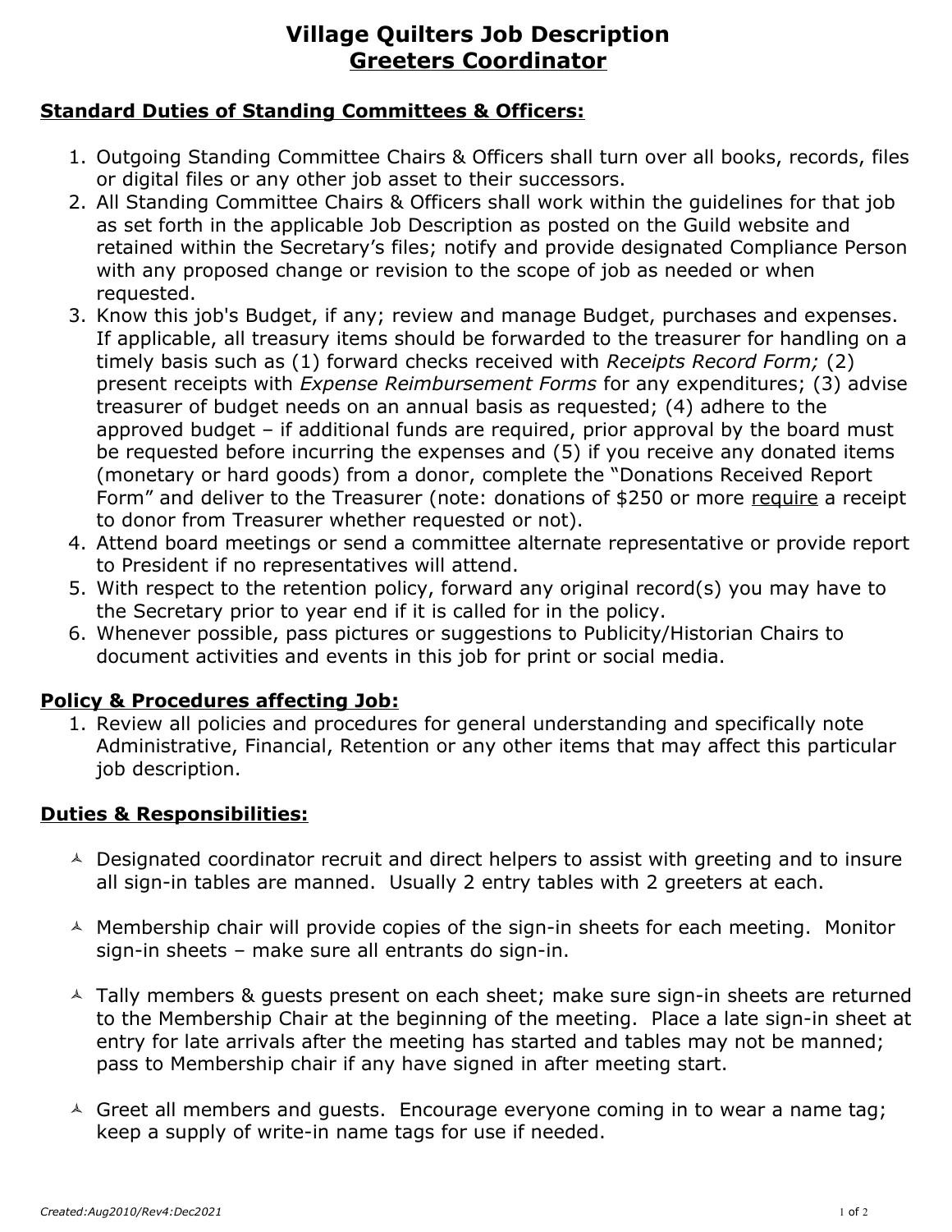# Village Quilters Job Description
## Greeters Coordinator

### Standard Duties of Standing Committees & Officers:

1. Outgoing Standing Committee Chairs & Officers shall turn over all books, records, files or digital files or any other job asset to their successors.
2. All Standing Committee Chairs & Officers shall work within the guidelines for that job as set forth in the applicable Job Description as posted on the Guild website and retained within the Secretary's files; notify and provide designated Compliance Person with any proposed change or revision to the scope of job as needed or when requested.
3. Know this job's Budget, if any; review and manage Budget, purchases and expenses. If applicable, all treasury items should be forwarded to the treasurer for handling on a timely basis such as (1) forward checks received with *Receipts Record Form;* (2) present receipts with *Expense Reimbursement Forms* for any expenditures; (3) advise treasurer of budget needs on an annual basis as requested; (4) adhere to the approved budget – if additional funds are required, prior approval by the board must be requested before incurring the expenses and (5) if you receive any donated items (monetary or hard goods) from a donor, complete the "Donations Received Report Form" and deliver to the Treasurer (note: donations of $250 or more <u>require</u> a receipt to donor from Treasurer whether requested or not).
4. Attend board meetings or send a committee alternate representative or provide report to President if no representatives will attend.
5. With respect to the retention policy, forward any original record(s) you may have to the Secretary prior to year end if it is called for in the policy.
6. Whenever possible, pass pictures or suggestions to Publicity/Historian Chairs to document activities and events in this job for print or social media.

### Policy & Procedures affecting Job:

1. Review all policies and procedures for general understanding and specifically note Administrative, Financial, Retention or any other items that may affect this particular job description.

### Duties & Responsibilities:

- Designated coordinator recruit and direct helpers to assist with greeting and to insure all sign-in tables are manned. Usually 2 entry tables with 2 greeters at each.

- Membership chair will provide copies of the sign-in sheets for each meeting. Monitor sign-in sheets – make sure all entrants do sign-in.

- Tally members & guests present on each sheet; make sure sign-in sheets are returned to the Membership Chair at the beginning of the meeting. Place a late sign-in sheet at entry for late arrivals after the meeting has started and tables may not be manned; pass to Membership chair if any have signed in after meeting start.

- Greet all members and guests. Encourage everyone coming in to wear a name tag; keep a supply of write-in name tags for use if needed.

*Created:Aug2010/Rev4:Dec2021*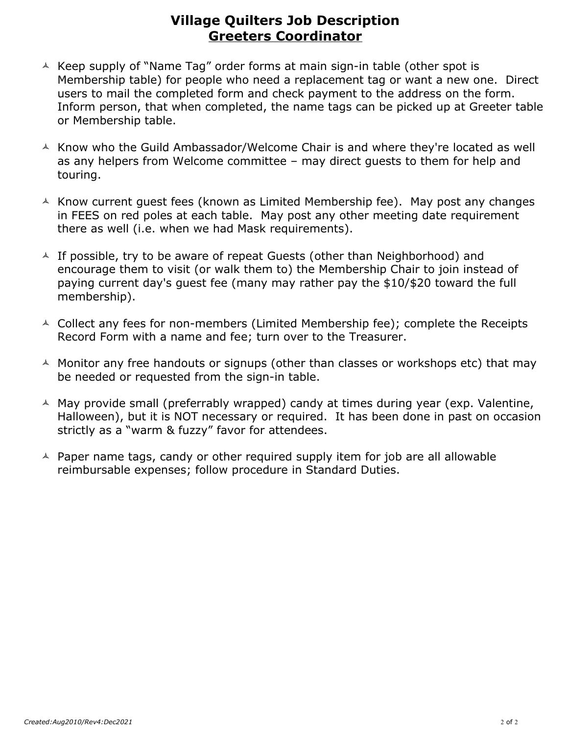# Village Quilters Job Description

## Greeters Coordinator

- Keep supply of "Name Tag" order forms at main sign-in table (other spot is Membership table) for people who need a replacement tag or want a new one. Direct users to mail the completed form and check payment to the address on the form. Inform person, that when completed, the name tags can be picked up at Greeter table or Membership table.

- Know who the Guild Ambassador/Welcome Chair is and where they're located as well as any helpers from Welcome committee – may direct guests to them for help and touring.

- Know current guest fees (known as Limited Membership fee). May post any changes in FEES on red poles at each table. May post any other meeting date requirement there as well (i.e. when we had Mask requirements).

- If possible, try to be aware of repeat Guests (other than Neighborhood) and encourage them to visit (or walk them to) the Membership Chair to join instead of paying current day's guest fee (many may rather pay the $10/$20 toward the full membership).

- Collect any fees for non-members (Limited Membership fee); complete the Receipts Record Form with a name and fee; turn over to the Treasurer.

- Monitor any free handouts or signups (other than classes or workshops etc) that may be needed or requested from the sign-in table.

- May provide small (preferrably wrapped) candy at times during year (exp. Valentine, Halloween), but it is NOT necessary or required. It has been done in past on occasion strictly as a "warm & fuzzy" favor for attendees.

- Paper name tags, candy or other required supply item for job are all allowable reimbursable expenses; follow procedure in Standard Duties.

*Created:Aug2010/Rev4:Dec2021*